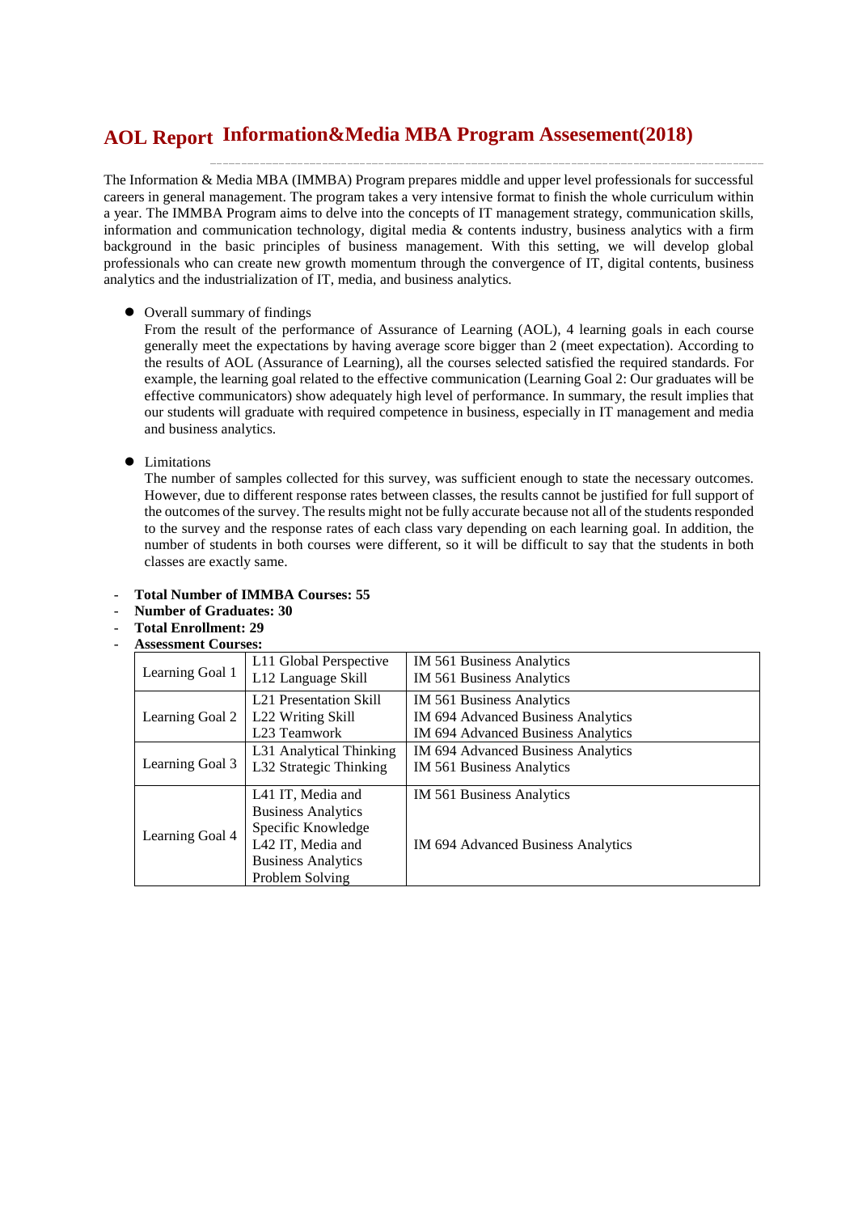# AOL Report Information&Media MBA Program Assesement(2018)

The Information & Media MBA (IMMBA) Program prepares middle and upper level professionals for successful careers in general management. The program takes a very intensive format to finish the whole curriculum within a year. The IMMBA Program aims to delve into the concepts of IT management strategy, communication skills, information and communication technology, digital media & contents industry, business analytics with a firm background in the basic principles of business management. With this setting, we will develop global professionals who can create new growth momentum through the convergence of IT, digital contents, business analytics and the industrialization of IT, media, and business analytics.

- Overall summary of findings
  From the result of the performance of Assurance of Learning (AOL), 4 learning goals in each course generally meet the expectations by having average score bigger than 2 (meet expectation). According to the results of AOL (Assurance of Learning), all the courses selected satisfied the required standards. For example, the learning goal related to the effective communication (Learning Goal 2: Our graduates will be effective communicators) show adequately high level of performance. In summary, the result implies that our students will graduate with required competence in business, especially in IT management and media and business analytics.

- Limitations
  The number of samples collected for this survey, was sufficient enough to state the necessary outcomes. However, due to different response rates between classes, the results cannot be justified for full support of the outcomes of the survey. The results might not be fully accurate because not all of the students responded to the survey and the response rates of each class vary depending on each learning goal. In addition, the number of students in both courses were different, so it will be difficult to say that the students in both classes are exactly same.

- **Total Number of IMMBA Courses: 55**
- **Number of Graduates: 30**
- **Total Enrollment: 29**
- **Assessment Courses:**

| Learning Goal | Learning Objective | Course |
|---|---|---|
| Learning Goal 1 | L11 Global Perspective | IM 561 Business Analytics |
| | L12 Language Skill | IM 561 Business Analytics |
| Learning Goal 2 | L21 Presentation Skill | IM 561 Business Analytics |
| | L22 Writing Skill | IM 694 Advanced Business Analytics |
| | L23 Teamwork | IM 694 Advanced Business Analytics |
| Learning Goal 3 | L31 Analytical Thinking | IM 694 Advanced Business Analytics |
| | L32 Strategic Thinking | IM 561 Business Analytics |
| Learning Goal 4 | L41 IT, Media and Business Analytics Specific Knowledge | IM 561 Business Analytics |
| | L42 IT, Media and Business Analytics Problem Solving | IM 694 Advanced Business Analytics |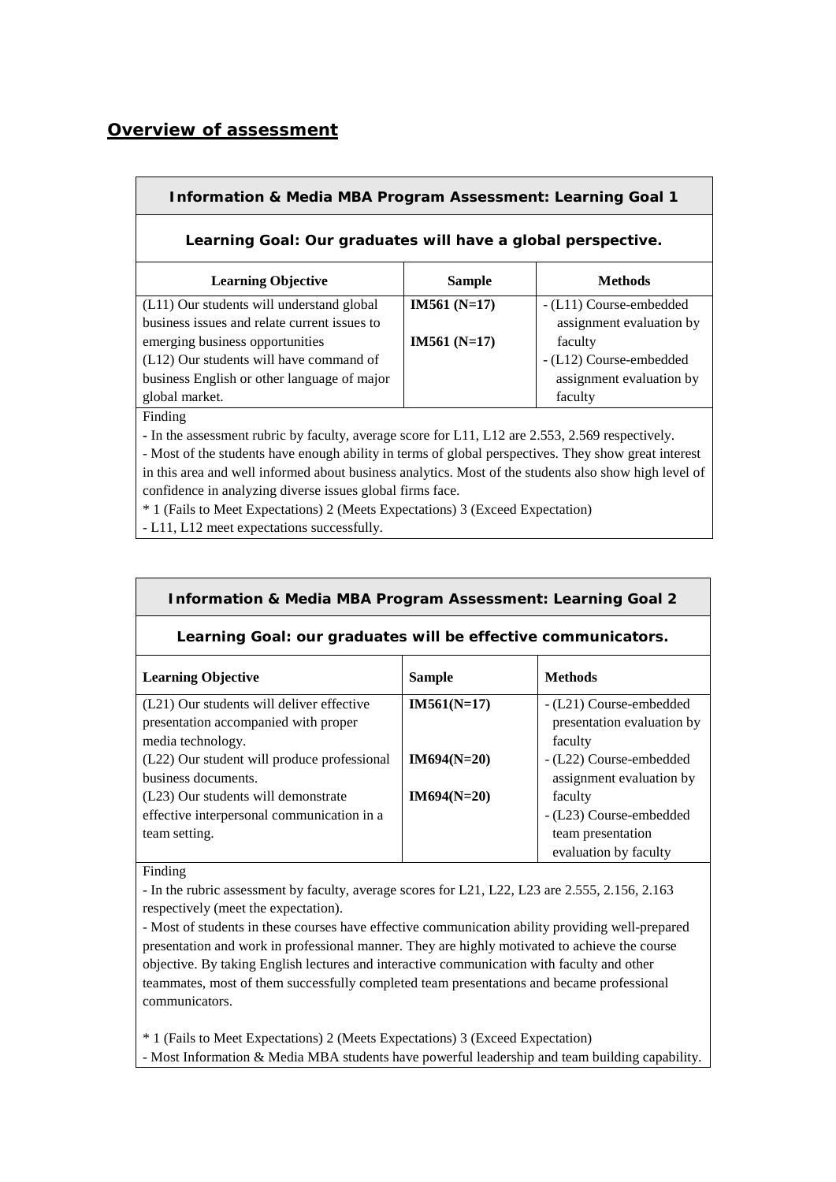## Overview of assessment

**Information & Media MBA Program Assessment: Learning Goal 1**

**Learning Goal: Our graduates will have a global perspective.**

| Learning Objective | Sample | Methods |
|---|---|---|
| (L11) Our students will understand global business issues and relate current issues to emerging business opportunities | **IM561 (N=17)** | - (L11) Course-embedded assignment evaluation by faculty |
| (L12) Our students will have command of business English or other language of major global market. | **IM561 (N=17)** | - (L12) Course-embedded assignment evaluation by faculty |

Finding

- In the assessment rubric by faculty, average score for L11, L12 are 2.553, 2.569 respectively.
- Most of the students have enough ability in terms of global perspectives. They show great interest in this area and well informed about business analytics. Most of the students also show high level of confidence in analyzing diverse issues global firms face.

* 1 (Fails to Meet Expectations) 2 (Meets Expectations) 3 (Exceed Expectation)

- L11, L12 meet expectations successfully.

**Information & Media MBA Program Assessment: Learning Goal 2**

**Learning Goal: our graduates will be effective communicators.**

| Learning Objective | Sample | Methods |
|---|---|---|
| (L21) Our students will deliver effective presentation accompanied with proper media technology. | **IM561(N=17)** | - (L21) Course-embedded presentation evaluation by faculty |
| (L22) Our student will produce professional business documents. | **IM694(N=20)** | - (L22) Course-embedded assignment evaluation by faculty |
| (L23) Our students will demonstrate effective interpersonal communication in a team setting. | **IM694(N=20)** | - (L23) Course-embedded team presentation evaluation by faculty |

Finding

- In the rubric assessment by faculty, average scores for L21, L22, L23 are 2.555, 2.156, 2.163 respectively (meet the expectation).
- Most of students in these courses have effective communication ability providing well-prepared presentation and work in professional manner. They are highly motivated to achieve the course objective. By taking English lectures and interactive communication with faculty and other teammates, most of them successfully completed team presentations and became professional communicators.

* 1 (Fails to Meet Expectations) 2 (Meets Expectations) 3 (Exceed Expectation)

- Most Information & Media MBA students have powerful leadership and team building capability.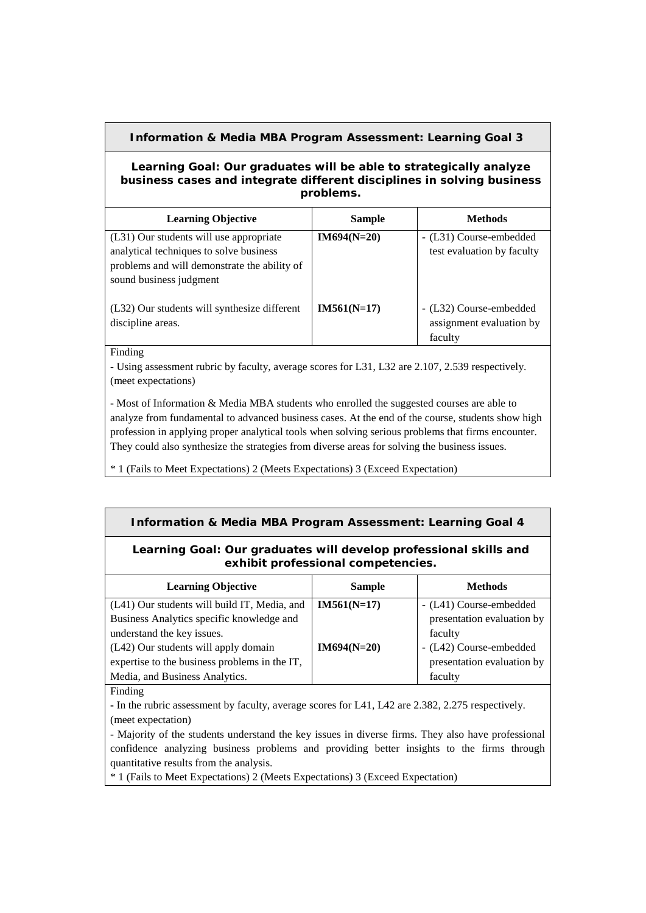### Information & Media MBA Program Assessment: Learning Goal 3

**Learning Goal: Our graduates will be able to strategically analyze business cases and integrate different disciplines in solving business problems.**

| Learning Objective | Sample | Methods |
| --- | --- | --- |
| (L31) Our students will use appropriate analytical techniques to solve business problems and will demonstrate the ability of sound business judgment | **IM694(N=20)** | - (L31) Course-embedded test evaluation by faculty |
| (L32) Our students will synthesize different discipline areas. | **IM561(N=17)** | - (L32) Course-embedded assignment evaluation by faculty |

Finding

- Using assessment rubric by faculty, average scores for L31, L32 are 2.107, 2.539 respectively. (meet expectations)

- Most of Information & Media MBA students who enrolled the suggested courses are able to analyze from fundamental to advanced business cases. At the end of the course, students show high profession in applying proper analytical tools when solving serious problems that firms encounter. They could also synthesize the strategies from diverse areas for solving the business issues.

* 1 (Fails to Meet Expectations) 2 (Meets Expectations) 3 (Exceed Expectation)

### Information & Media MBA Program Assessment: Learning Goal 4

**Learning Goal: Our graduates will develop professional skills and exhibit professional competencies.**

| Learning Objective | Sample | Methods |
| --- | --- | --- |
| (L41) Our students will build IT, Media, and Business Analytics specific knowledge and understand the key issues. | **IM561(N=17)** | - (L41) Course-embedded presentation evaluation by faculty |
| (L42) Our students will apply domain expertise to the business problems in the IT, Media, and Business Analytics. | **IM694(N=20)** | - (L42) Course-embedded presentation evaluation by faculty |

Finding

- In the rubric assessment by faculty, average scores for L41, L42 are 2.382, 2.275 respectively. (meet expectation)

- Majority of the students understand the key issues in diverse firms. They also have professional confidence analyzing business problems and providing better insights to the firms through quantitative results from the analysis.

* 1 (Fails to Meet Expectations) 2 (Meets Expectations) 3 (Exceed Expectation)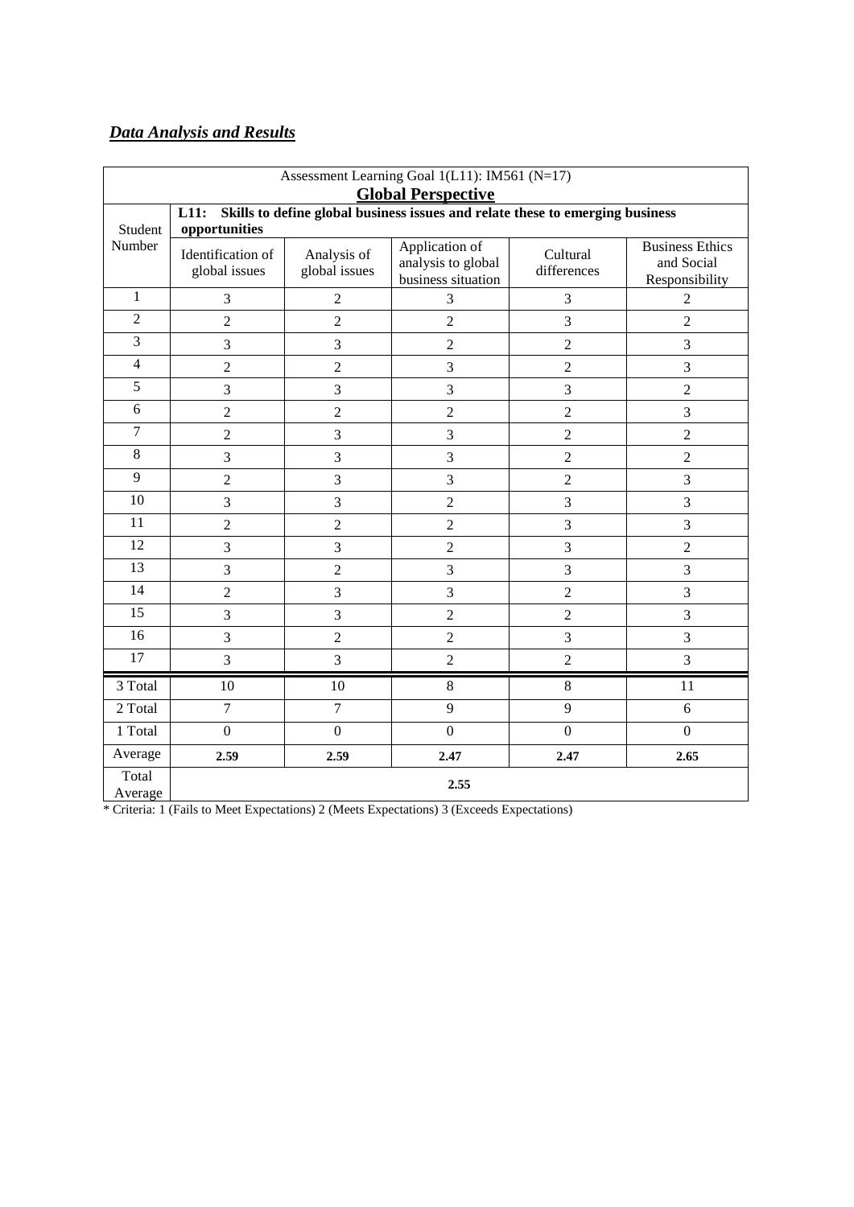***Data Analysis and Results***

| Assessment Learning Goal 1(L11): IM561 (N=17) **Global Perspective** | | | | | |
|---|---|---|---|---|---|
| Student Number | **L11: Skills to define global business issues and relate these to emerging business opportunities** | | | | |
| | Identification of global issues | Analysis of global issues | Application of analysis to global business situation | Cultural differences | Business Ethics and Social Responsibility |
| 1 | 3 | 2 | 3 | 3 | 2 |
| 2 | 2 | 2 | 2 | 3 | 2 |
| 3 | 3 | 3 | 2 | 2 | 3 |
| 4 | 2 | 2 | 3 | 2 | 3 |
| 5 | 3 | 3 | 3 | 3 | 2 |
| 6 | 2 | 2 | 2 | 2 | 3 |
| 7 | 2 | 3 | 3 | 2 | 2 |
| 8 | 3 | 3 | 3 | 2 | 2 |
| 9 | 2 | 3 | 3 | 2 | 3 |
| 10 | 3 | 3 | 2 | 3 | 3 |
| 11 | 2 | 2 | 2 | 3 | 3 |
| 12 | 3 | 3 | 2 | 3 | 2 |
| 13 | 3 | 2 | 3 | 3 | 3 |
| 14 | 2 | 3 | 3 | 2 | 3 |
| 15 | 3 | 3 | 2 | 2 | 3 |
| 16 | 3 | 2 | 2 | 3 | 3 |
| 17 | 3 | 3 | 2 | 2 | 3 |
| 3 Total | 10 | 10 | 8 | 8 | 11 |
| 2 Total | 7 | 7 | 9 | 9 | 6 |
| 1 Total | 0 | 0 | 0 | 0 | 0 |
| Average | **2.59** | **2.59** | **2.47** | **2.47** | **2.65** |
| Total Average | **2.55** | | | | |

* Criteria: 1 (Fails to Meet Expectations) 2 (Meets Expectations) 3 (Exceeds Expectations)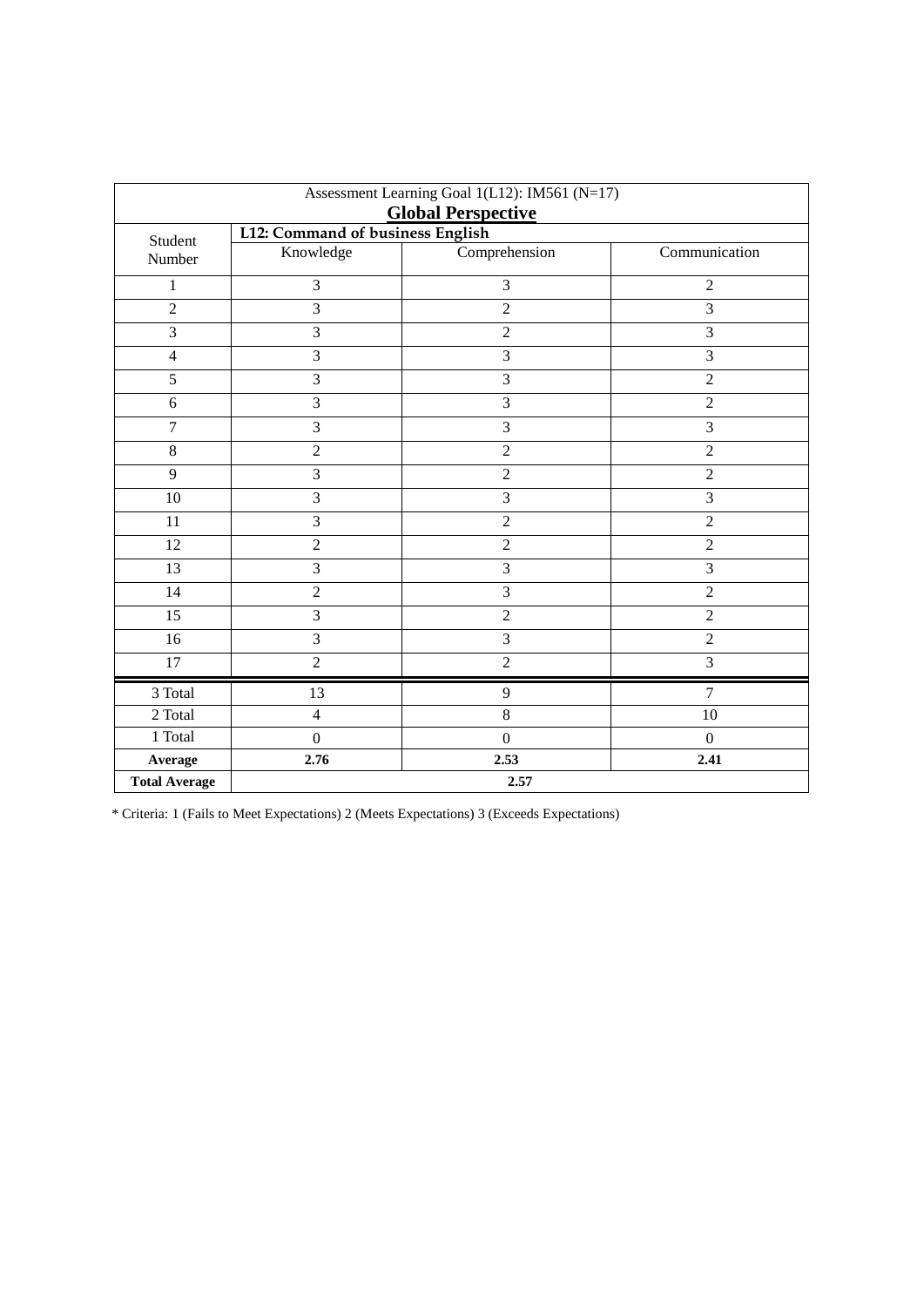| Assessment Learning Goal 1(L12): IM561 (N=17) **Global Perspective** | | | |
|---|---|---|---|
| Student Number | **L12: Command of business English** | | |
| | Knowledge | Comprehension | Communication |
| 1 | 3 | 3 | 2 |
| 2 | 3 | 2 | 3 |
| 3 | 3 | 2 | 3 |
| 4 | 3 | 3 | 3 |
| 5 | 3 | 3 | 2 |
| 6 | 3 | 3 | 2 |
| 7 | 3 | 3 | 3 |
| 8 | 2 | 2 | 2 |
| 9 | 3 | 2 | 2 |
| 10 | 3 | 3 | 3 |
| 11 | 3 | 2 | 2 |
| 12 | 2 | 2 | 2 |
| 13 | 3 | 3 | 3 |
| 14 | 2 | 3 | 2 |
| 15 | 3 | 2 | 2 |
| 16 | 3 | 3 | 2 |
| 17 | 2 | 2 | 3 |
| 3 Total | 13 | 9 | 7 |
| 2 Total | 4 | 8 | 10 |
| 1 Total | 0 | 0 | 0 |
| **Average** | **2.76** | **2.53** | **2.41** |
| **Total Average** | **2.57** | | |

* Criteria: 1 (Fails to Meet Expectations) 2 (Meets Expectations) 3 (Exceeds Expectations)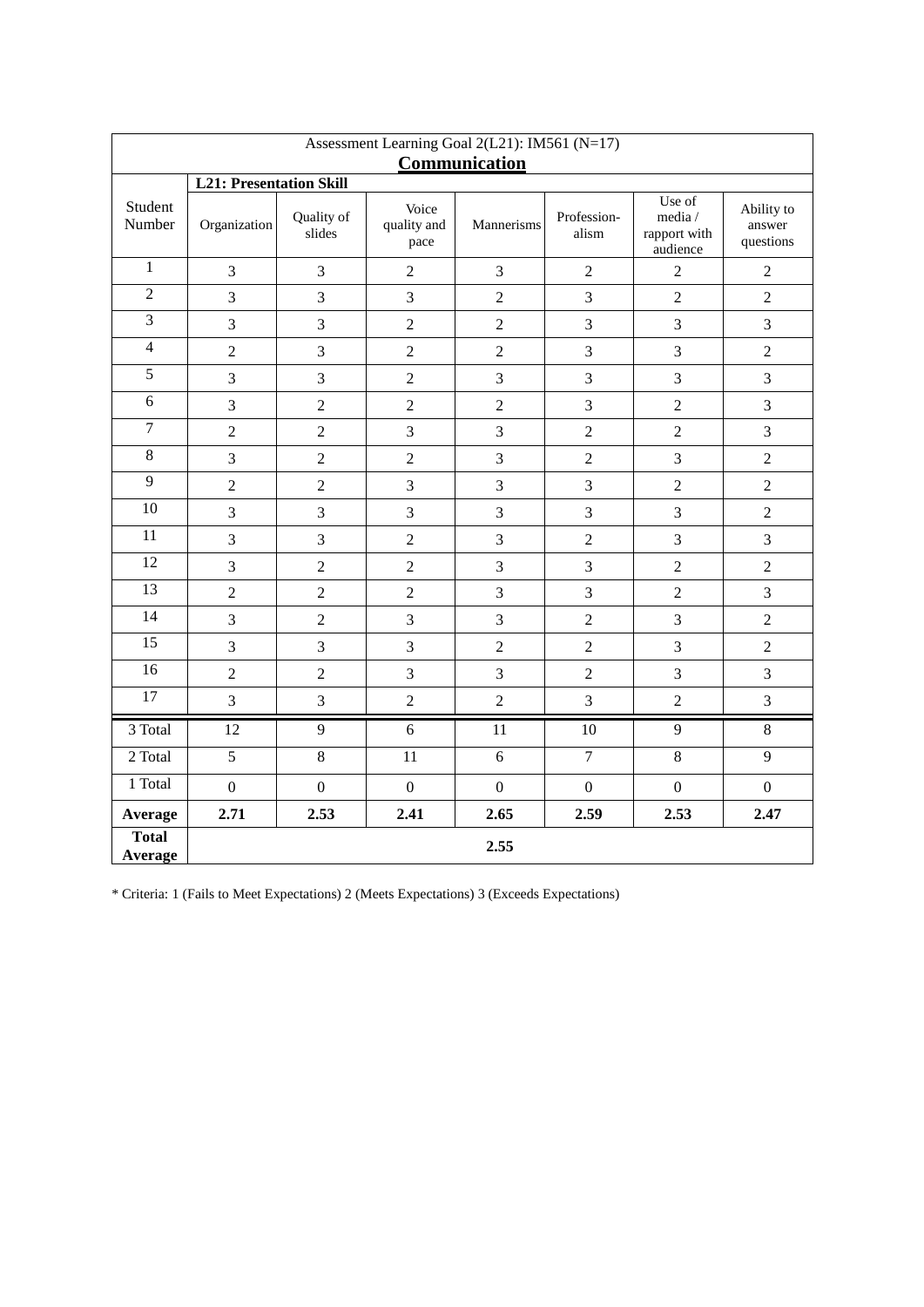| Assessment Learning Goal 2(L21): IM561 (N=17) **Communication** | | | | | | | |
|---|---|---|---|---|---|---|---|
| Student Number | **L21: Presentation Skill** | | | | | | |
| | Organization | Quality of slides | Voice quality and pace | Mannerisms | Profession-alism | Use of media / rapport with audience | Ability to answer questions |
| 1 | 3 | 3 | 2 | 3 | 2 | 2 | 2 |
| 2 | 3 | 3 | 3 | 2 | 3 | 2 | 2 |
| 3 | 3 | 3 | 2 | 2 | 3 | 3 | 3 |
| 4 | 2 | 3 | 2 | 2 | 3 | 3 | 2 |
| 5 | 3 | 3 | 2 | 3 | 3 | 3 | 3 |
| 6 | 3 | 2 | 2 | 2 | 3 | 2 | 3 |
| 7 | 2 | 2 | 3 | 3 | 2 | 2 | 3 |
| 8 | 3 | 2 | 2 | 3 | 2 | 3 | 2 |
| 9 | 2 | 2 | 3 | 3 | 3 | 2 | 2 |
| 10 | 3 | 3 | 3 | 3 | 3 | 3 | 2 |
| 11 | 3 | 3 | 2 | 3 | 2 | 3 | 3 |
| 12 | 3 | 2 | 2 | 3 | 3 | 2 | 2 |
| 13 | 2 | 2 | 2 | 3 | 3 | 2 | 3 |
| 14 | 3 | 2 | 3 | 3 | 2 | 3 | 2 |
| 15 | 3 | 3 | 3 | 2 | 2 | 3 | 2 |
| 16 | 2 | 2 | 3 | 3 | 2 | 3 | 3 |
| 17 | 3 | 3 | 2 | 2 | 3 | 2 | 3 |
| 3 Total | 12 | 9 | 6 | 11 | 10 | 9 | 8 |
| 2 Total | 5 | 8 | 11 | 6 | 7 | 8 | 9 |
| 1 Total | 0 | 0 | 0 | 0 | 0 | 0 | 0 |
| **Average** | **2.71** | **2.53** | **2.41** | **2.65** | **2.59** | **2.53** | **2.47** |
| **Total Average** | **2.55** | | | | | | |

* Criteria: 1 (Fails to Meet Expectations) 2 (Meets Expectations) 3 (Exceeds Expectations)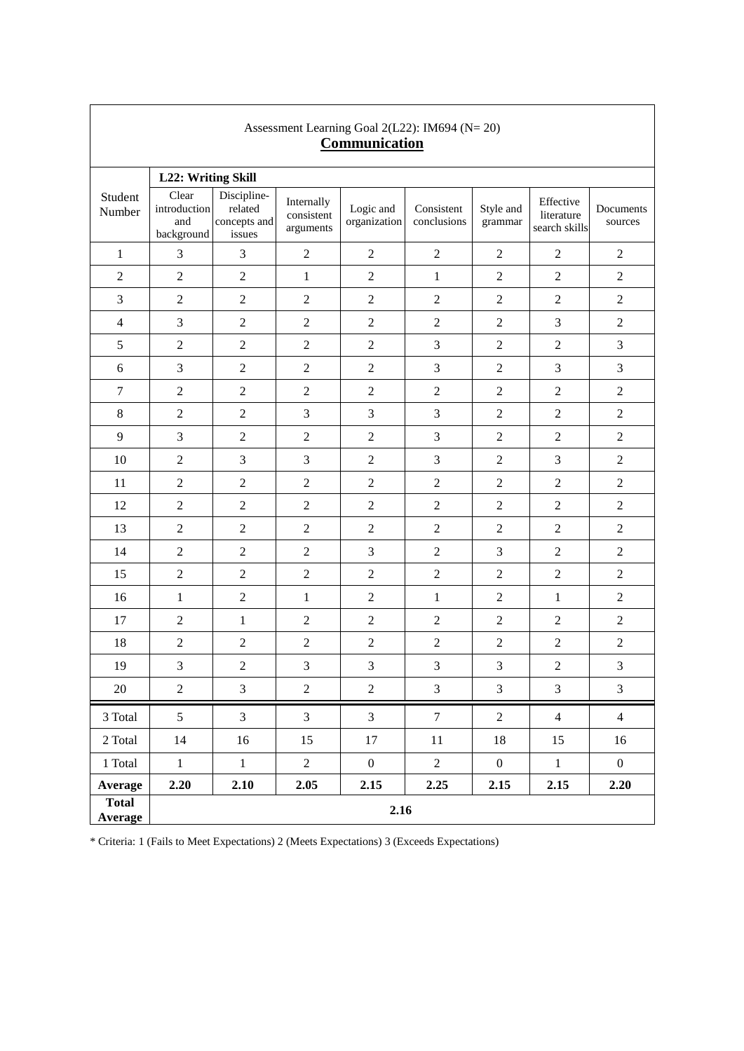Assessment Learning Goal 2(L22): IM694 (N= 20)

**Communication**

| Student Number | L22: Writing Skill | | | | | | | |
|---|---|---|---|---|---|---|---|---|
| | Clear introduction and background | Discipline-related concepts and issues | Internally consistent arguments | Logic and organization | Consistent conclusions | Style and grammar | Effective literature search skills | Documents sources |
| 1 | 3 | 3 | 2 | 2 | 2 | 2 | 2 | 2 |
| 2 | 2 | 2 | 1 | 2 | 1 | 2 | 2 | 2 |
| 3 | 2 | 2 | 2 | 2 | 2 | 2 | 2 | 2 |
| 4 | 3 | 2 | 2 | 2 | 2 | 2 | 3 | 2 |
| 5 | 2 | 2 | 2 | 2 | 3 | 2 | 2 | 3 |
| 6 | 3 | 2 | 2 | 2 | 3 | 2 | 3 | 3 |
| 7 | 2 | 2 | 2 | 2 | 2 | 2 | 2 | 2 |
| 8 | 2 | 2 | 3 | 3 | 3 | 2 | 2 | 2 |
| 9 | 3 | 2 | 2 | 2 | 3 | 2 | 2 | 2 |
| 10 | 2 | 3 | 3 | 2 | 3 | 2 | 3 | 2 |
| 11 | 2 | 2 | 2 | 2 | 2 | 2 | 2 | 2 |
| 12 | 2 | 2 | 2 | 2 | 2 | 2 | 2 | 2 |
| 13 | 2 | 2 | 2 | 2 | 2 | 2 | 2 | 2 |
| 14 | 2 | 2 | 2 | 3 | 2 | 3 | 2 | 2 |
| 15 | 2 | 2 | 2 | 2 | 2 | 2 | 2 | 2 |
| 16 | 1 | 2 | 1 | 2 | 1 | 2 | 1 | 2 |
| 17 | 2 | 1 | 2 | 2 | 2 | 2 | 2 | 2 |
| 18 | 2 | 2 | 2 | 2 | 2 | 2 | 2 | 2 |
| 19 | 3 | 2 | 3 | 3 | 3 | 3 | 2 | 3 |
| 20 | 2 | 3 | 2 | 2 | 3 | 3 | 3 | 3 |
| 3 Total | 5 | 3 | 3 | 3 | 7 | 2 | 4 | 4 |
| 2 Total | 14 | 16 | 15 | 17 | 11 | 18 | 15 | 16 |
| 1 Total | 1 | 1 | 2 | 0 | 2 | 0 | 1 | 0 |
| **Average** | **2.20** | **2.10** | **2.05** | **2.15** | **2.25** | **2.15** | **2.15** | **2.20** |
| **Total Average** | **2.16** | | | | | | | |

* Criteria: 1 (Fails to Meet Expectations) 2 (Meets Expectations) 3 (Exceeds Expectations)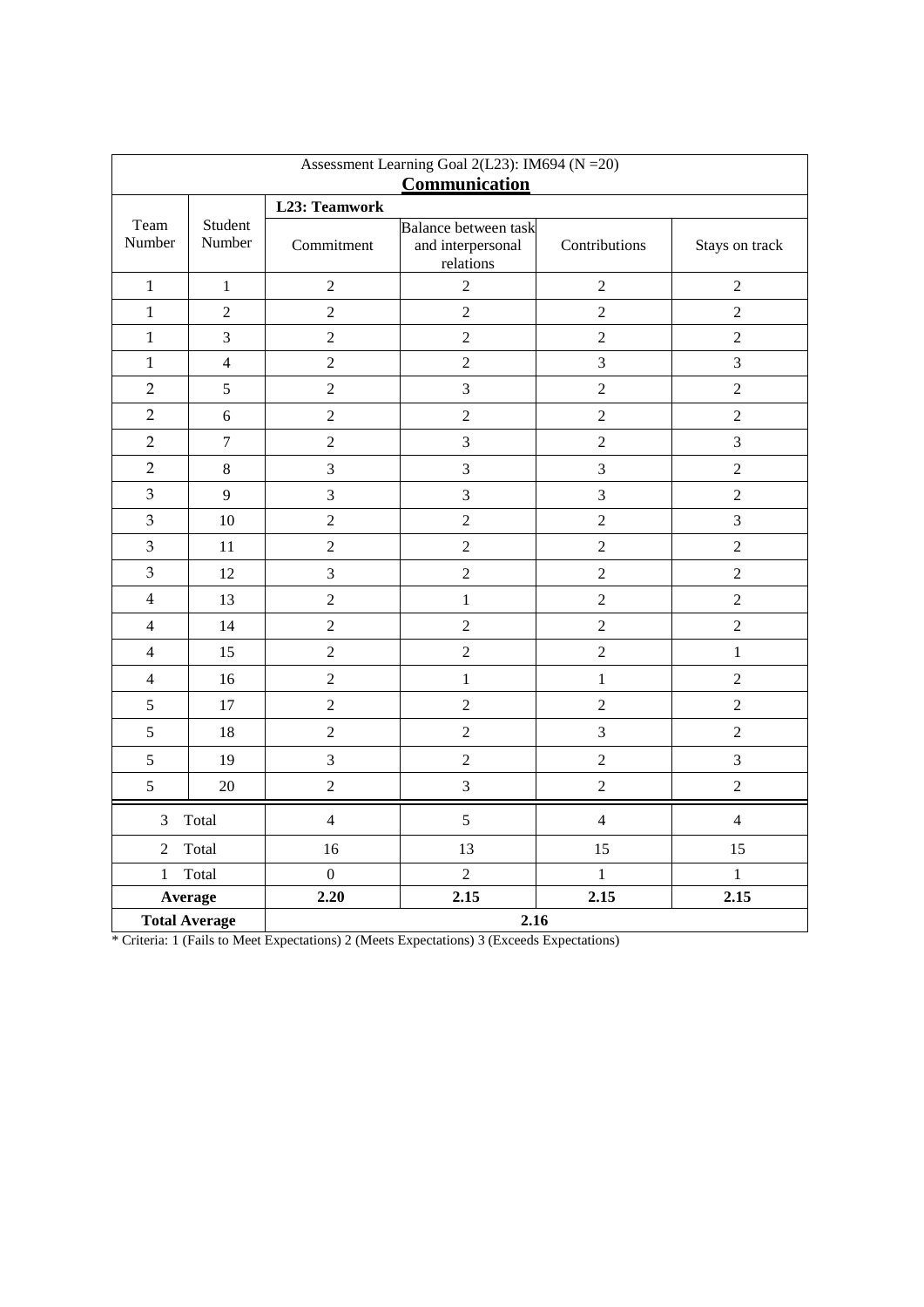| Assessment Learning Goal 2(L23): IM694 (N =20) **Communication** | | | | | |
|---|---|---|---|---|---|
| | | **L23: Teamwork** | | | |
| Team Number | Student Number | Commitment | Balance between task and interpersonal relations | Contributions | Stays on track |
| 1 | 1 | 2 | 2 | 2 | 2 |
| 1 | 2 | 2 | 2 | 2 | 2 |
| 1 | 3 | 2 | 2 | 2 | 2 |
| 1 | 4 | 2 | 2 | 3 | 3 |
| 2 | 5 | 2 | 3 | 2 | 2 |
| 2 | 6 | 2 | 2 | 2 | 2 |
| 2 | 7 | 2 | 3 | 2 | 3 |
| 2 | 8 | 3 | 3 | 3 | 2 |
| 3 | 9 | 3 | 3 | 3 | 2 |
| 3 | 10 | 2 | 2 | 2 | 3 |
| 3 | 11 | 2 | 2 | 2 | 2 |
| 3 | 12 | 3 | 2 | 2 | 2 |
| 4 | 13 | 2 | 1 | 2 | 2 |
| 4 | 14 | 2 | 2 | 2 | 2 |
| 4 | 15 | 2 | 2 | 2 | 1 |
| 4 | 16 | 2 | 1 | 1 | 2 |
| 5 | 17 | 2 | 2 | 2 | 2 |
| 5 | 18 | 2 | 2 | 3 | 2 |
| 5 | 19 | 3 | 2 | 2 | 3 |
| 5 | 20 | 2 | 3 | 2 | 2 |
| 3 | Total | 4 | 5 | 4 | 4 |
| 2 | Total | 16 | 13 | 15 | 15 |
| 1 | Total | 0 | 2 | 1 | 1 |
| **Average** | | **2.20** | **2.15** | **2.15** | **2.15** |
| **Total Average** | | **2.16** | | | |

* Criteria: 1 (Fails to Meet Expectations) 2 (Meets Expectations) 3 (Exceeds Expectations)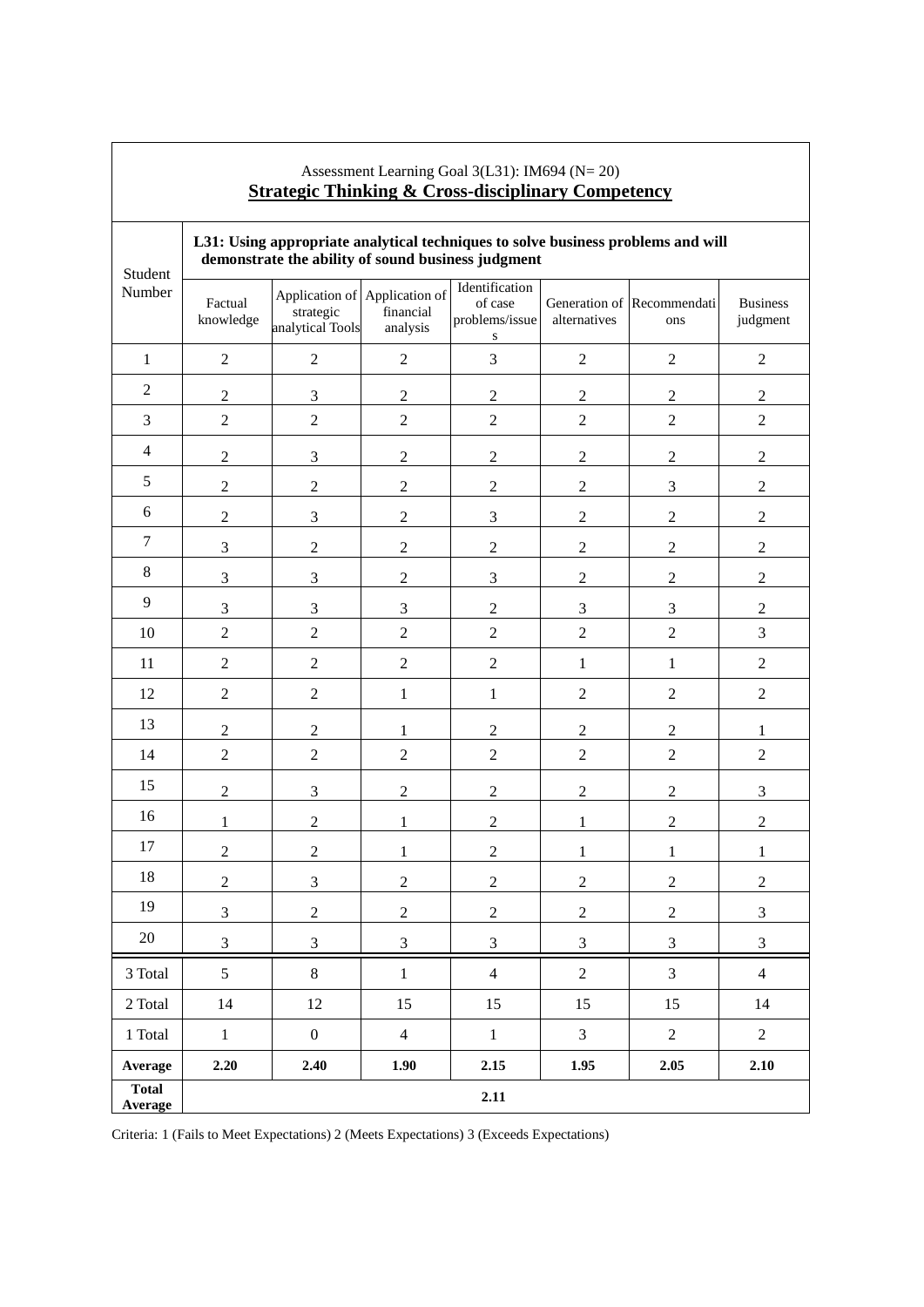Assessment Learning Goal 3(L31): IM694 (N= 20)

**Strategic Thinking & Cross-disciplinary Competency**

| Student Number | **L31: Using appropriate analytical techniques to solve business problems and will demonstrate the ability of sound business judgment** | | | | | | |
|---|---|---|---|---|---|---|---|
| | Factual knowledge | Application of strategic analytical Tools | Application of financial analysis | Identification of case problems/issues | Generation of alternatives | Recommendations | Business judgment |
| 1 | 2 | 2 | 2 | 3 | 2 | 2 | 2 |
| 2 | 2 | 3 | 2 | 2 | 2 | 2 | 2 |
| 3 | 2 | 2 | 2 | 2 | 2 | 2 | 2 |
| 4 | 2 | 3 | 2 | 2 | 2 | 2 | 2 |
| 5 | 2 | 2 | 2 | 2 | 2 | 3 | 2 |
| 6 | 2 | 3 | 2 | 3 | 2 | 2 | 2 |
| 7 | 3 | 2 | 2 | 2 | 2 | 2 | 2 |
| 8 | 3 | 3 | 2 | 3 | 2 | 2 | 2 |
| 9 | 3 | 3 | 3 | 2 | 3 | 3 | 2 |
| 10 | 2 | 2 | 2 | 2 | 2 | 2 | 3 |
| 11 | 2 | 2 | 2 | 2 | 1 | 1 | 2 |
| 12 | 2 | 2 | 1 | 1 | 2 | 2 | 2 |
| 13 | 2 | 2 | 1 | 2 | 2 | 2 | 1 |
| 14 | 2 | 2 | 2 | 2 | 2 | 2 | 2 |
| 15 | 2 | 3 | 2 | 2 | 2 | 2 | 3 |
| 16 | 1 | 2 | 1 | 2 | 1 | 2 | 2 |
| 17 | 2 | 2 | 1 | 2 | 1 | 1 | 1 |
| 18 | 2 | 3 | 2 | 2 | 2 | 2 | 2 |
| 19 | 3 | 2 | 2 | 2 | 2 | 2 | 3 |
| 20 | 3 | 3 | 3 | 3 | 3 | 3 | 3 |
| 3 Total | 5 | 8 | 1 | 4 | 2 | 3 | 4 |
| 2 Total | 14 | 12 | 15 | 15 | 15 | 15 | 14 |
| 1 Total | 1 | 0 | 4 | 1 | 3 | 2 | 2 |
| **Average** | **2.20** | **2.40** | **1.90** | **2.15** | **1.95** | **2.05** | **2.10** |
| **Total Average** | **2.11** | | | | | | |

Criteria: 1 (Fails to Meet Expectations) 2 (Meets Expectations) 3 (Exceeds Expectations)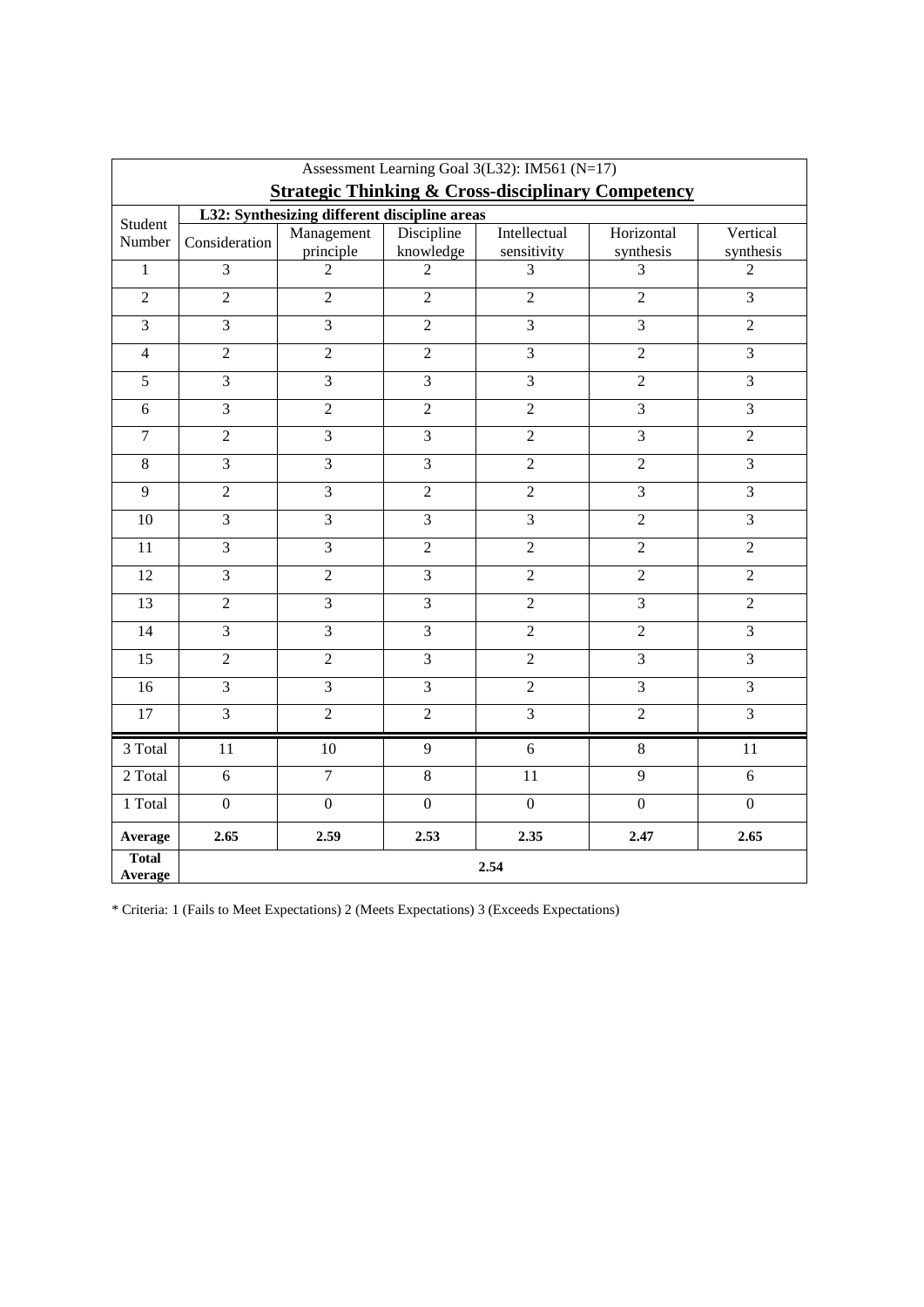| Assessment Learning Goal 3(L32): IM561 (N=17) **Strategic Thinking & Cross-disciplinary Competency** | | | | | | |
|---|---|---|---|---|---|---|
| Student Number | **L32: Synthesizing different discipline areas** | | | | | |
| | Consideration | Management principle | Discipline knowledge | Intellectual sensitivity | Horizontal synthesis | Vertical synthesis |
| 1 | 3 | 2 | 2 | 3 | 3 | 2 |
| 2 | 2 | 2 | 2 | 2 | 2 | 3 |
| 3 | 3 | 3 | 2 | 3 | 3 | 2 |
| 4 | 2 | 2 | 2 | 3 | 2 | 3 |
| 5 | 3 | 3 | 3 | 3 | 2 | 3 |
| 6 | 3 | 2 | 2 | 2 | 3 | 3 |
| 7 | 2 | 3 | 3 | 2 | 3 | 2 |
| 8 | 3 | 3 | 3 | 2 | 2 | 3 |
| 9 | 2 | 3 | 2 | 2 | 3 | 3 |
| 10 | 3 | 3 | 3 | 3 | 2 | 3 |
| 11 | 3 | 3 | 2 | 2 | 2 | 2 |
| 12 | 3 | 2 | 3 | 2 | 2 | 2 |
| 13 | 2 | 3 | 3 | 2 | 3 | 2 |
| 14 | 3 | 3 | 3 | 2 | 2 | 3 |
| 15 | 2 | 2 | 3 | 2 | 3 | 3 |
| 16 | 3 | 3 | 3 | 2 | 3 | 3 |
| 17 | 3 | 2 | 2 | 3 | 2 | 3 |
| 3 Total | 11 | 10 | 9 | 6 | 8 | 11 |
| 2 Total | 6 | 7 | 8 | 11 | 9 | 6 |
| 1 Total | 0 | 0 | 0 | 0 | 0 | 0 |
| **Average** | **2.65** | **2.59** | **2.53** | **2.35** | **2.47** | **2.65** |
| **Total Average** | **2.54** | | | | | |

* Criteria: 1 (Fails to Meet Expectations) 2 (Meets Expectations) 3 (Exceeds Expectations)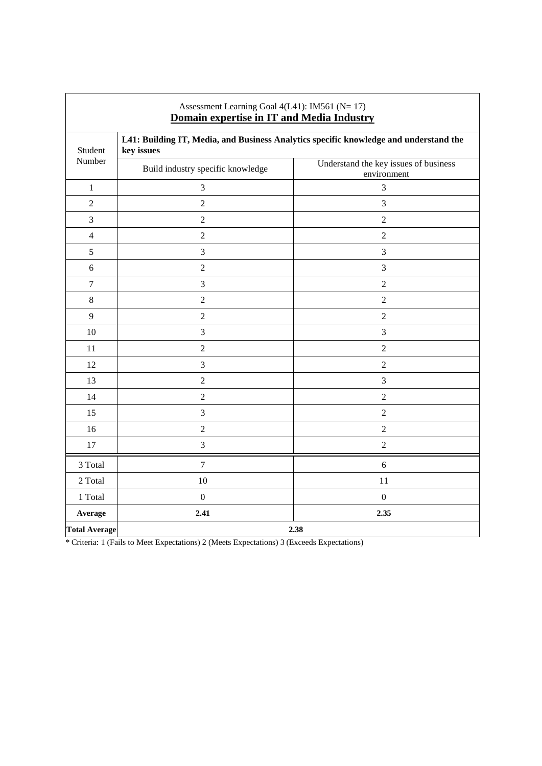| Assessment Learning Goal 4(L41): IM561 (N= 17)<br>**Domain expertise in IT and Media Industry** | | |
|---|---|---|
| Student Number | **L41: Building IT, Media, and Business Analytics specific knowledge and understand the key issues** | |
| | Build industry specific knowledge | Understand the key issues of business environment |
| 1 | 3 | 3 |
| 2 | 2 | 3 |
| 3 | 2 | 2 |
| 4 | 2 | 2 |
| 5 | 3 | 3 |
| 6 | 2 | 3 |
| 7 | 3 | 2 |
| 8 | 2 | 2 |
| 9 | 2 | 2 |
| 10 | 3 | 3 |
| 11 | 2 | 2 |
| 12 | 3 | 2 |
| 13 | 2 | 3 |
| 14 | 2 | 2 |
| 15 | 3 | 2 |
| 16 | 2 | 2 |
| 17 | 3 | 2 |
| 3 Total | 7 | 6 |
| 2 Total | 10 | 11 |
| 1 Total | 0 | 0 |
| **Average** | **2.41** | **2.35** |
| **Total Average** | **2.38** | |

* Criteria: 1 (Fails to Meet Expectations) 2 (Meets Expectations) 3 (Exceeds Expectations)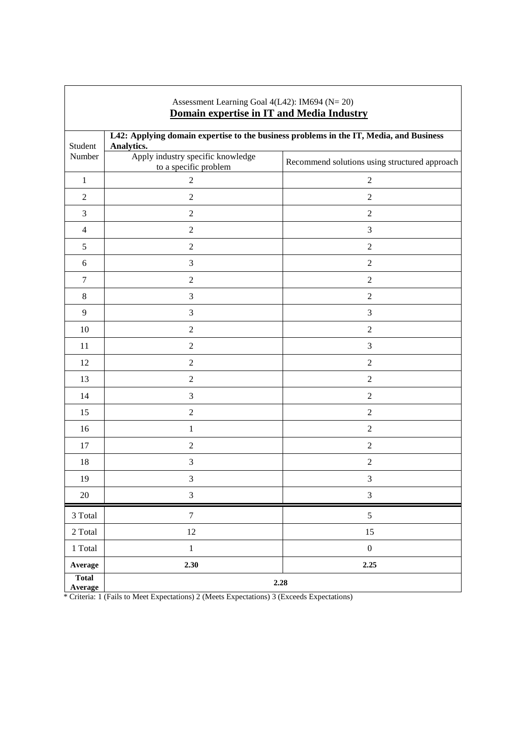Assessment Learning Goal 4(L42): IM694 (N= 20)

**Domain expertise in IT and Media Industry**

| Student Number | L42: Applying domain expertise to the business problems in the IT, Media, and Business Analytics. | |
|---|---|---|
| | Apply industry specific knowledge to a specific problem | Recommend solutions using structured approach |
| 1 | 2 | 2 |
| 2 | 2 | 2 |
| 3 | 2 | 2 |
| 4 | 2 | 3 |
| 5 | 2 | 2 |
| 6 | 3 | 2 |
| 7 | 2 | 2 |
| 8 | 3 | 2 |
| 9 | 3 | 3 |
| 10 | 2 | 2 |
| 11 | 2 | 3 |
| 12 | 2 | 2 |
| 13 | 2 | 2 |
| 14 | 3 | 2 |
| 15 | 2 | 2 |
| 16 | 1 | 2 |
| 17 | 2 | 2 |
| 18 | 3 | 2 |
| 19 | 3 | 3 |
| 20 | 3 | 3 |
| 3 Total | 7 | 5 |
| 2 Total | 12 | 15 |
| 1 Total | 1 | 0 |
| **Average** | **2.30** | **2.25** |
| **Total Average** | **2.28** | |

* Criteria: 1 (Fails to Meet Expectations) 2 (Meets Expectations) 3 (Exceeds Expectations)